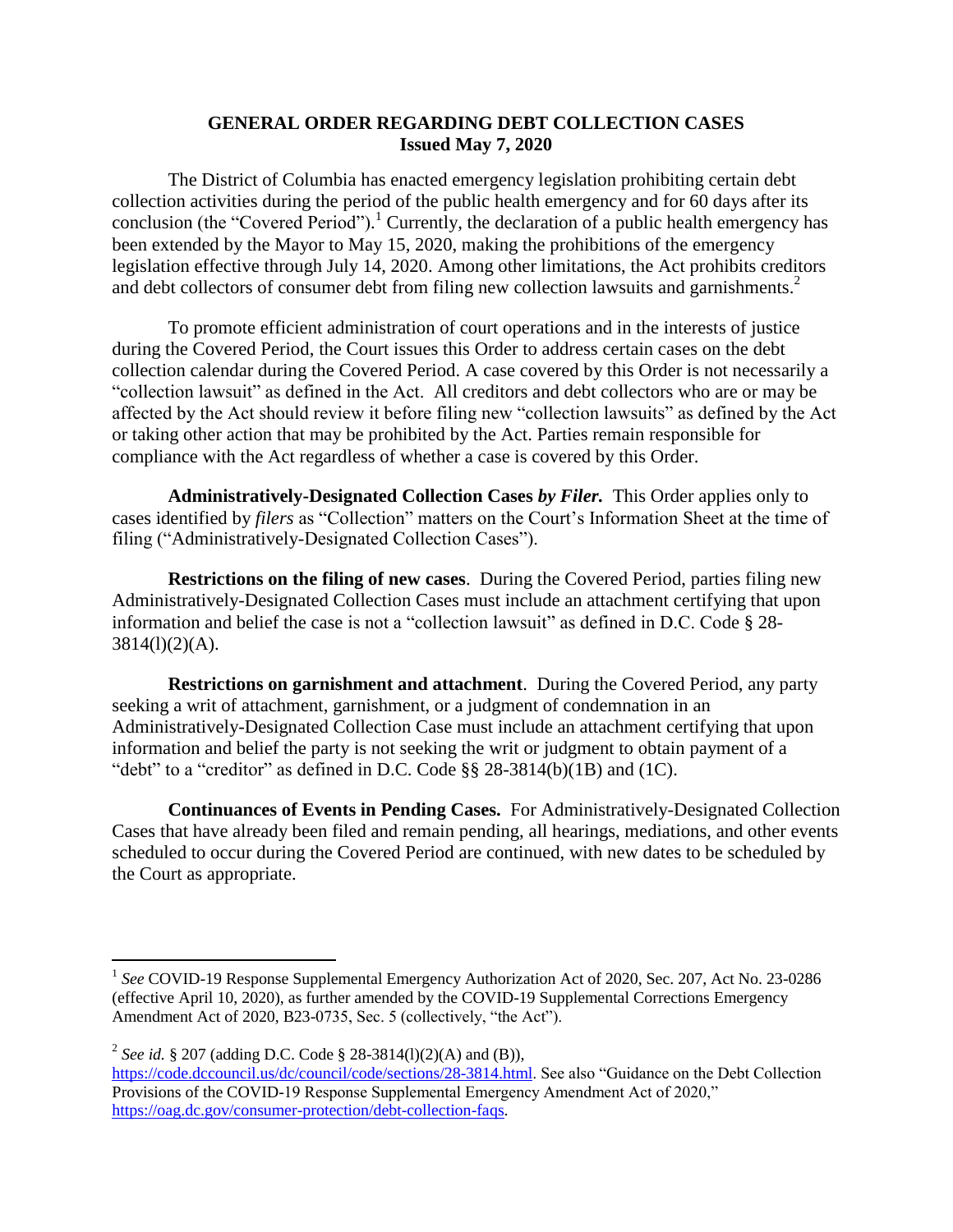# GENERAL ORDER REGARDING DEBT COLLECTION CASES
**Issued May 7, 2020**

The District of Columbia has enacted emergency legislation prohibiting certain debt collection activities during the period of the public health emergency and for 60 days after its conclusion (the "Covered Period").[1] Currently, the declaration of a public health emergency has been extended by the Mayor to May 15, 2020, making the prohibitions of the emergency legislation effective through July 14, 2020. Among other limitations, the Act prohibits creditors and debt collectors of consumer debt from filing new collection lawsuits and garnishments.[2]

To promote efficient administration of court operations and in the interests of justice during the Covered Period, the Court issues this Order to address certain cases on the debt collection calendar during the Covered Period. A case covered by this Order is not necessarily a "collection lawsuit" as defined in the Act. All creditors and debt collectors who are or may be affected by the Act should review it before filing new "collection lawsuits" as defined by the Act or taking other action that may be prohibited by the Act. Parties remain responsible for compliance with the Act regardless of whether a case is covered by this Order.

**Administratively-Designated Collection Cases *by Filer.*** This Order applies only to cases identified by *filers* as "Collection" matters on the Court's Information Sheet at the time of filing ("Administratively-Designated Collection Cases").

**Restrictions on the filing of new cases**. During the Covered Period, parties filing new Administratively-Designated Collection Cases must include an attachment certifying that upon information and belief the case is not a "collection lawsuit" as defined in D.C. Code § 28-3814(l)(2)(A).

**Restrictions on garnishment and attachment**. During the Covered Period, any party seeking a writ of attachment, garnishment, or a judgment of condemnation in an Administratively-Designated Collection Case must include an attachment certifying that upon information and belief the party is not seeking the writ or judgment to obtain payment of a "debt" to a "creditor" as defined in D.C. Code §§ 28-3814(b)(1B) and (1C).

**Continuances of Events in Pending Cases.** For Administratively-Designated Collection Cases that have already been filed and remain pending, all hearings, mediations, and other events scheduled to occur during the Covered Period are continued, with new dates to be scheduled by the Court as appropriate.

---

[1] *See* COVID-19 Response Supplemental Emergency Authorization Act of 2020, Sec. 207, Act No. 23-0286 (effective April 10, 2020), as further amended by the COVID-19 Supplemental Corrections Emergency Amendment Act of 2020, B23-0735, Sec. 5 (collectively, "the Act").

[2] *See id.* § 207 (adding D.C. Code § 28-3814(l)(2)(A) and (B)), https://code.dccouncil.us/dc/council/code/sections/28-3814.html. See also "Guidance on the Debt Collection Provisions of the COVID-19 Response Supplemental Emergency Amendment Act of 2020," https://oag.dc.gov/consumer-protection/debt-collection-faqs.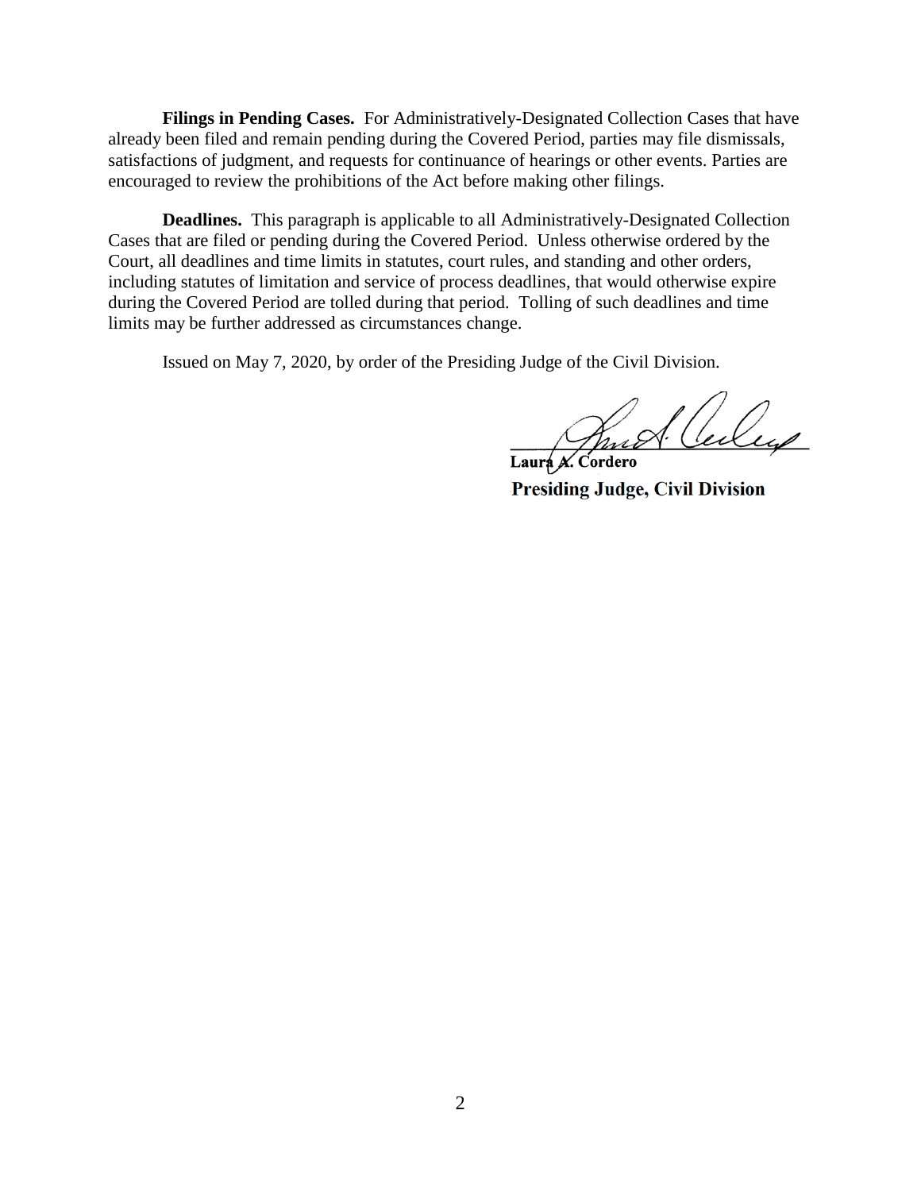**Filings in Pending Cases.** For Administratively-Designated Collection Cases that have already been filed and remain pending during the Covered Period, parties may file dismissals, satisfactions of judgment, and requests for continuance of hearings or other events. Parties are encouraged to review the prohibitions of the Act before making other filings.

**Deadlines.** This paragraph is applicable to all Administratively-Designated Collection Cases that are filed or pending during the Covered Period. Unless otherwise ordered by the Court, all deadlines and time limits in statutes, court rules, and standing and other orders, including statutes of limitation and service of process deadlines, that would otherwise expire during the Covered Period are tolled during that period. Tolling of such deadlines and time limits may be further addressed as circumstances change.

Issued on May 7, 2020, by order of the Presiding Judge of the Civil Division.

**Laura A. Cordero**
**Presiding Judge, Civil Division**